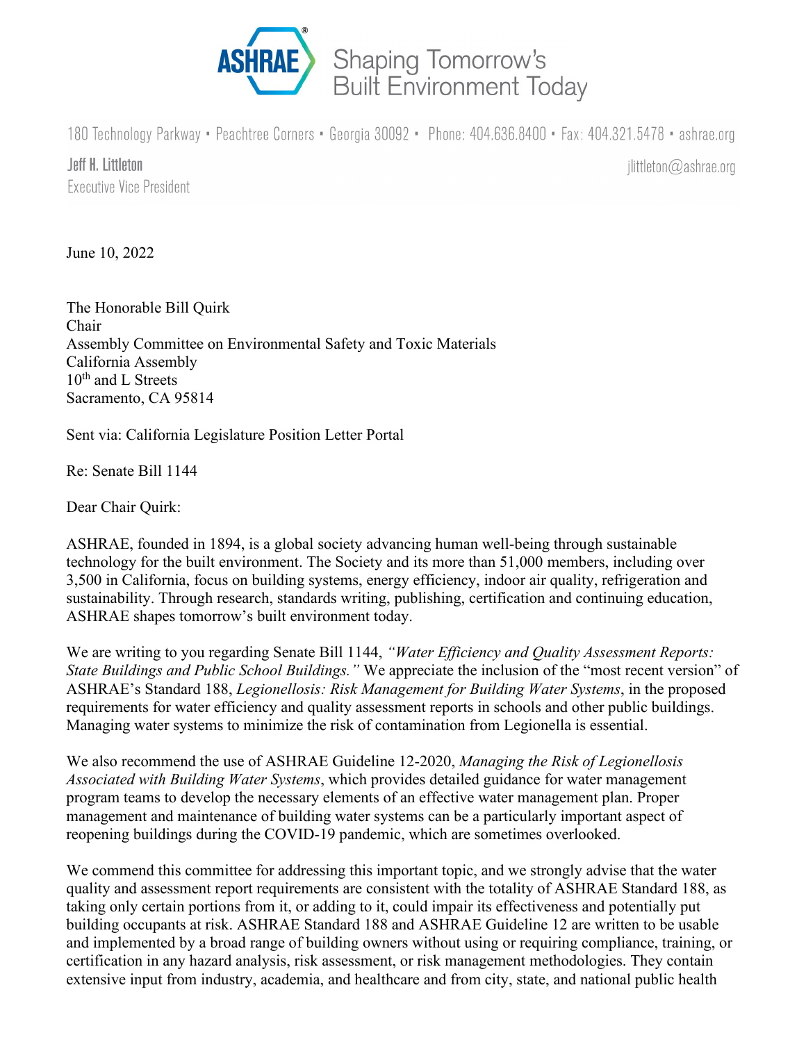ASHRAE® Shaping Tomorrow's Built Environment Today

180 Technology Parkway • Peachtree Corners • Georgia 30092 • Phone: 404.636.8400 • Fax: 404.321.5478 • ashrae.org

**Jeff H. Littleton**
Executive Vice President

jlittleton@ashrae.org

June 10, 2022

The Honorable Bill Quirk
Chair
Assembly Committee on Environmental Safety and Toxic Materials
California Assembly
10th and L Streets
Sacramento, CA 95814

Sent via: California Legislature Position Letter Portal

Re: Senate Bill 1144

Dear Chair Quirk:

ASHRAE, founded in 1894, is a global society advancing human well-being through sustainable technology for the built environment. The Society and its more than 51,000 members, including over 3,500 in California, focus on building systems, energy efficiency, indoor air quality, refrigeration and sustainability. Through research, standards writing, publishing, certification and continuing education, ASHRAE shapes tomorrow's built environment today.

We are writing to you regarding Senate Bill 1144, *"Water Efficiency and Quality Assessment Reports: State Buildings and Public School Buildings."* We appreciate the inclusion of the "most recent version" of ASHRAE's Standard 188, *Legionellosis: Risk Management for Building Water Systems*, in the proposed requirements for water efficiency and quality assessment reports in schools and other public buildings. Managing water systems to minimize the risk of contamination from Legionella is essential.

We also recommend the use of ASHRAE Guideline 12-2020, *Managing the Risk of Legionellosis Associated with Building Water Systems*, which provides detailed guidance for water management program teams to develop the necessary elements of an effective water management plan. Proper management and maintenance of building water systems can be a particularly important aspect of reopening buildings during the COVID-19 pandemic, which are sometimes overlooked.

We commend this committee for addressing this important topic, and we strongly advise that the water quality and assessment report requirements are consistent with the totality of ASHRAE Standard 188, as taking only certain portions from it, or adding to it, could impair its effectiveness and potentially put building occupants at risk. ASHRAE Standard 188 and ASHRAE Guideline 12 are written to be usable and implemented by a broad range of building owners without using or requiring compliance, training, or certification in any hazard analysis, risk assessment, or risk management methodologies. They contain extensive input from industry, academia, and healthcare and from city, state, and national public health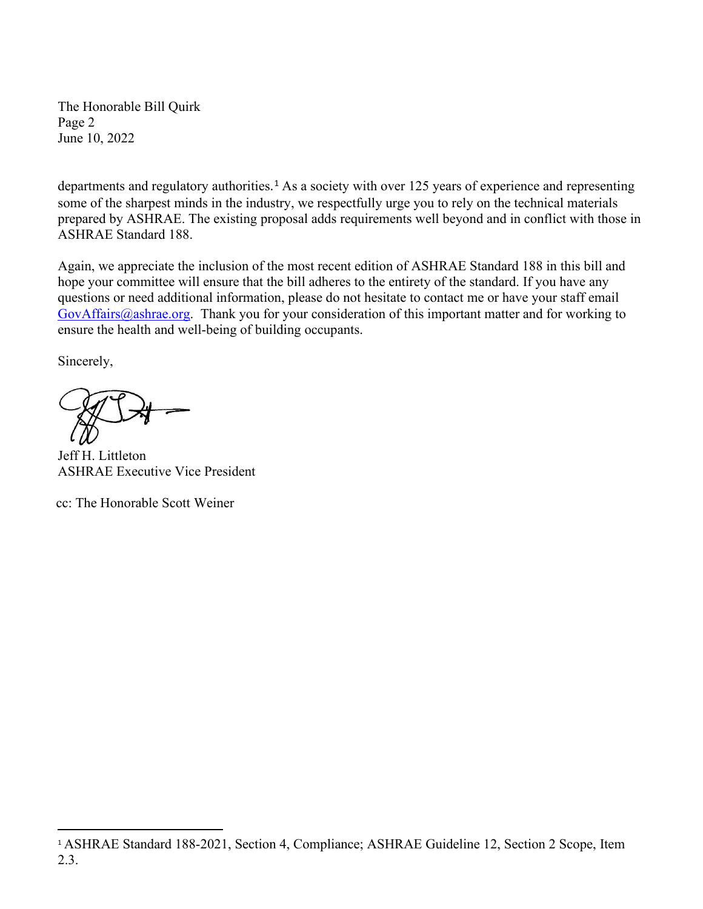The Honorable Bill Quirk
Page 2
June 10, 2022

departments and regulatory authorities.[1] As a society with over 125 years of experience and representing some of the sharpest minds in the industry, we respectfully urge you to rely on the technical materials prepared by ASHRAE. The existing proposal adds requirements well beyond and in conflict with those in ASHRAE Standard 188.

Again, we appreciate the inclusion of the most recent edition of ASHRAE Standard 188 in this bill and hope your committee will ensure that the bill adheres to the entirety of the standard. If you have any questions or need additional information, please do not hesitate to contact me or have your staff email GovAffairs@ashrae.org. Thank you for your consideration of this important matter and for working to ensure the health and well-being of building occupants.

Sincerely,

Jeff H. Littleton
ASHRAE Executive Vice President

cc: The Honorable Scott Weiner

[1] ASHRAE Standard 188-2021, Section 4, Compliance; ASHRAE Guideline 12, Section 2 Scope, Item 2.3.